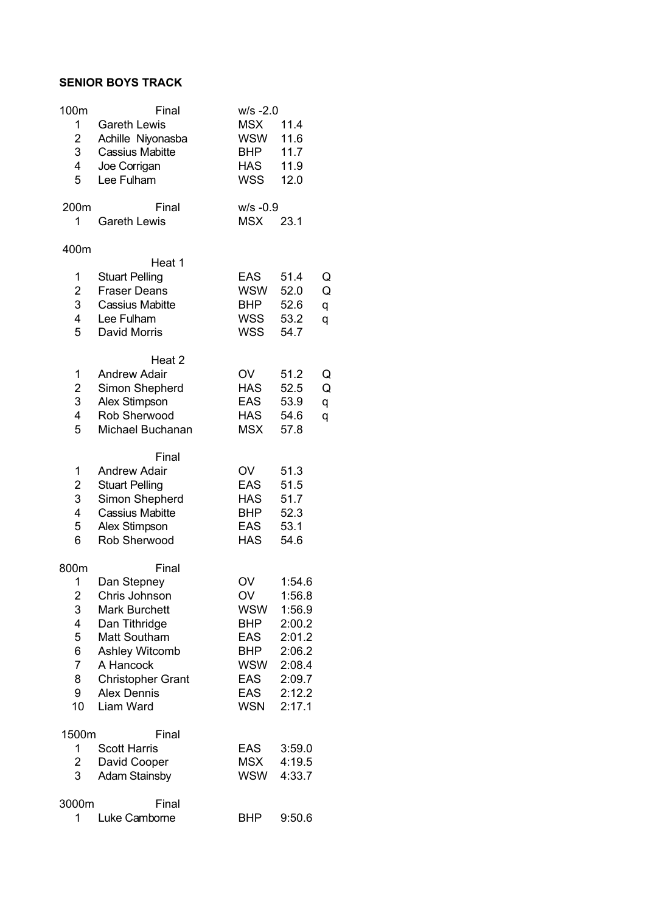**SENIOR BOYS TRACK**

| 100m | Final | w/s -2.0 | | |
|---|---|---|---|---|
| 1 | Gareth Lewis | MSX | 11.4 | |
| 2 | Achille Niyonasba | WSW | 11.6 | |
| 3 | Cassius Mabitte | BHP | 11.7 | |
| 4 | Joe Corrigan | HAS | 11.9 | |
| 5 | Lee Fulham | WSS | 12.0 | |
| | | | | |
| 200m | Final | w/s -0.9 | | |
| 1 | Gareth Lewis | MSX | 23.1 | |
| | | | | |
| 400m | | | | |
| | Heat 1 | | | |
| 1 | Stuart Pelling | EAS | 51.4 | Q |
| 2 | Fraser Deans | WSW | 52.0 | Q |
| 3 | Cassius Mabitte | BHP | 52.6 | q |
| 4 | Lee Fulham | WSS | 53.2 | q |
| 5 | David Morris | WSS | 54.7 | |
| | | | | |
| | Heat 2 | | | |
| 1 | Andrew Adair | OV | 51.2 | Q |
| 2 | Simon Shepherd | HAS | 52.5 | Q |
| 3 | Alex Stimpson | EAS | 53.9 | q |
| 4 | Rob Sherwood | HAS | 54.6 | q |
| 5 | Michael Buchanan | MSX | 57.8 | |
| | | | | |
| | Final | | | |
| 1 | Andrew Adair | OV | 51.3 | |
| 2 | Stuart Pelling | EAS | 51.5 | |
| 3 | Simon Shepherd | HAS | 51.7 | |
| 4 | Cassius Mabitte | BHP | 52.3 | |
| 5 | Alex Stimpson | EAS | 53.1 | |
| 6 | Rob Sherwood | HAS | 54.6 | |
| | | | | |
| 800m | Final | | | |
| 1 | Dan Stepney | OV | 1:54.6 | |
| 2 | Chris Johnson | OV | 1:56.8 | |
| 3 | Mark Burchett | WSW | 1:56.9 | |
| 4 | Dan Tithridge | BHP | 2:00.2 | |
| 5 | Matt Southam | EAS | 2:01.2 | |
| 6 | Ashley Witcomb | BHP | 2:06.2 | |
| 7 | A Hancock | WSW | 2:08.4 | |
| 8 | Christopher Grant | EAS | 2:09.7 | |
| 9 | Alex Dennis | EAS | 2:12.2 | |
| 10 | Liam Ward | WSN | 2:17.1 | |
| | | | | |
| 1500m | Final | | | |
| 1 | Scott Harris | EAS | 3:59.0 | |
| 2 | David Cooper | MSX | 4:19.5 | |
| 3 | Adam Stainsby | WSW | 4:33.7 | |
| | | | | |
| 3000m | Final | | | |
| 1 | Luke Camborne | BHP | 9:50.6 | |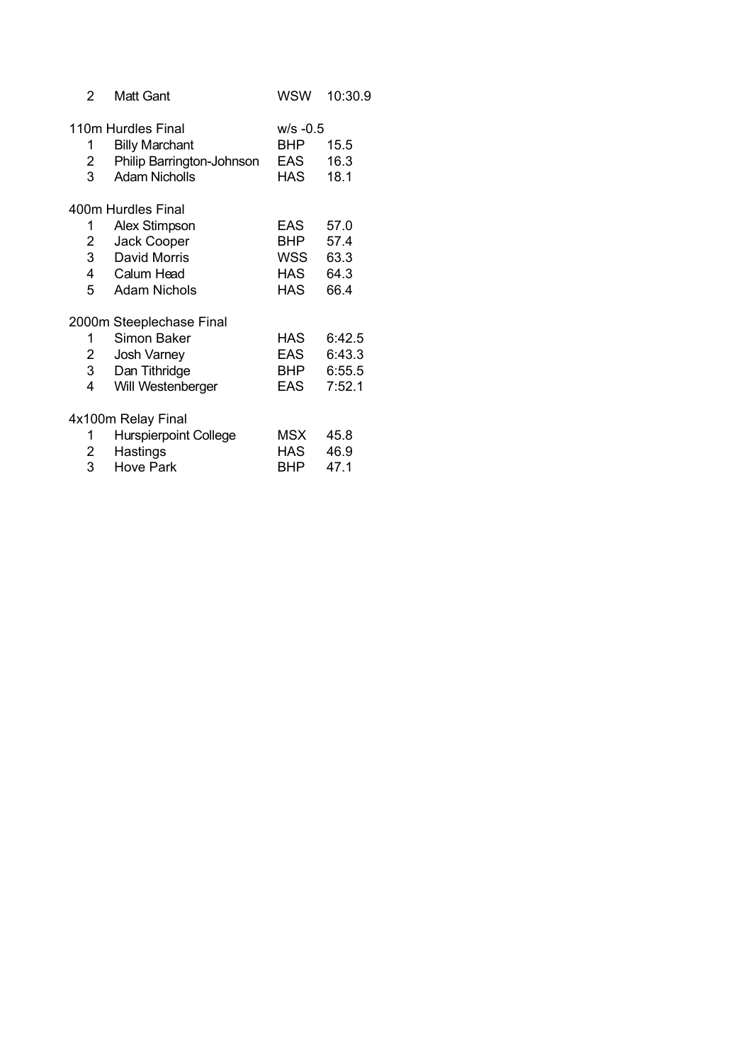| 2 | Matt Gant | WSW | 10:30.9 |
|---|---|---|---|

110m Hurdles Final — w/s -0.5

| | | | |
|---|---|---|---|
| 1 | Billy Marchant | BHP | 15.5 |
| 2 | Philip Barrington-Johnson | EAS | 16.3 |
| 3 | Adam Nicholls | HAS | 18.1 |

400m Hurdles Final

| | | | |
|---|---|---|---|
| 1 | Alex Stimpson | EAS | 57.0 |
| 2 | Jack Cooper | BHP | 57.4 |
| 3 | David Morris | WSS | 63.3 |
| 4 | Calum Head | HAS | 64.3 |
| 5 | Adam Nichols | HAS | 66.4 |

2000m Steeplechase Final

| | | | |
|---|---|---|---|
| 1 | Simon Baker | HAS | 6:42.5 |
| 2 | Josh Varney | EAS | 6:43.3 |
| 3 | Dan Tithridge | BHP | 6:55.5 |
| 4 | Will Westenberger | EAS | 7:52.1 |

4x100m Relay Final

| | | | |
|---|---|---|---|
| 1 | Hurspierpoint College | MSX | 45.8 |
| 2 | Hastings | HAS | 46.9 |
| 3 | Hove Park | BHP | 47.1 |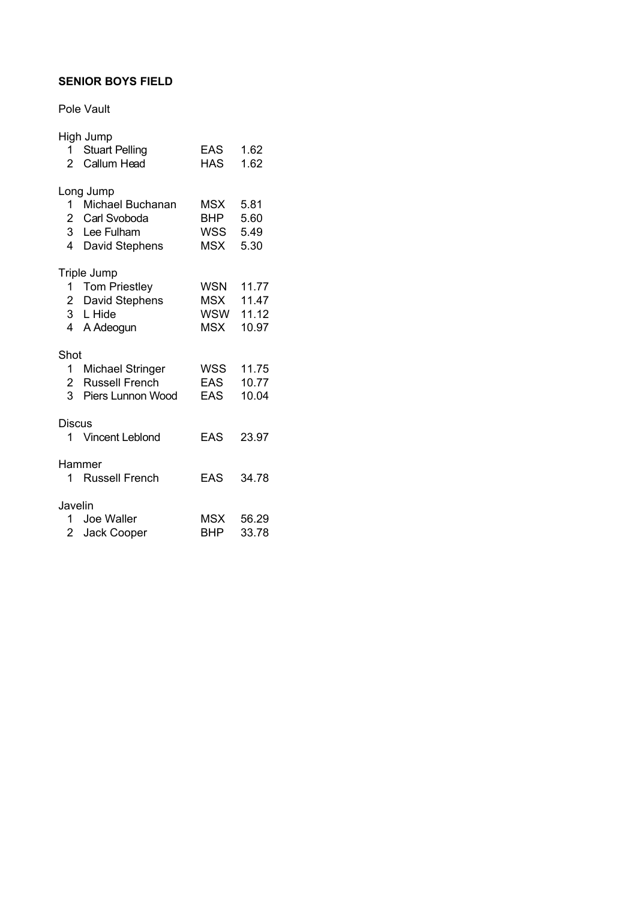**SENIOR BOYS FIELD**

Pole Vault

High Jump

| | | | |
|---|---|---|---|
| 1 | Stuart Pelling | EAS | 1.62 |
| 2 | Callum Head | HAS | 1.62 |

Long Jump

| | | | |
|---|---|---|---|
| 1 | Michael Buchanan | MSX | 5.81 |
| 2 | Carl Svoboda | BHP | 5.60 |
| 3 | Lee Fulham | WSS | 5.49 |
| 4 | David Stephens | MSX | 5.30 |

Triple Jump

| | | | |
|---|---|---|---|
| 1 | Tom Priestley | WSN | 11.77 |
| 2 | David Stephens | MSX | 11.47 |
| 3 | L Hide | WSW | 11.12 |
| 4 | A Adeogun | MSX | 10.97 |

Shot

| | | | |
|---|---|---|---|
| 1 | Michael Stringer | WSS | 11.75 |
| 2 | Russell French | EAS | 10.77 |
| 3 | Piers Lunnon Wood | EAS | 10.04 |

Discus

| | | | |
|---|---|---|---|
| 1 | Vincent Leblond | EAS | 23.97 |

Hammer

| | | | |
|---|---|---|---|
| 1 | Russell French | EAS | 34.78 |

Javelin

| | | | |
|---|---|---|---|
| 1 | Joe Waller | MSX | 56.29 |
| 2 | Jack Cooper | BHP | 33.78 |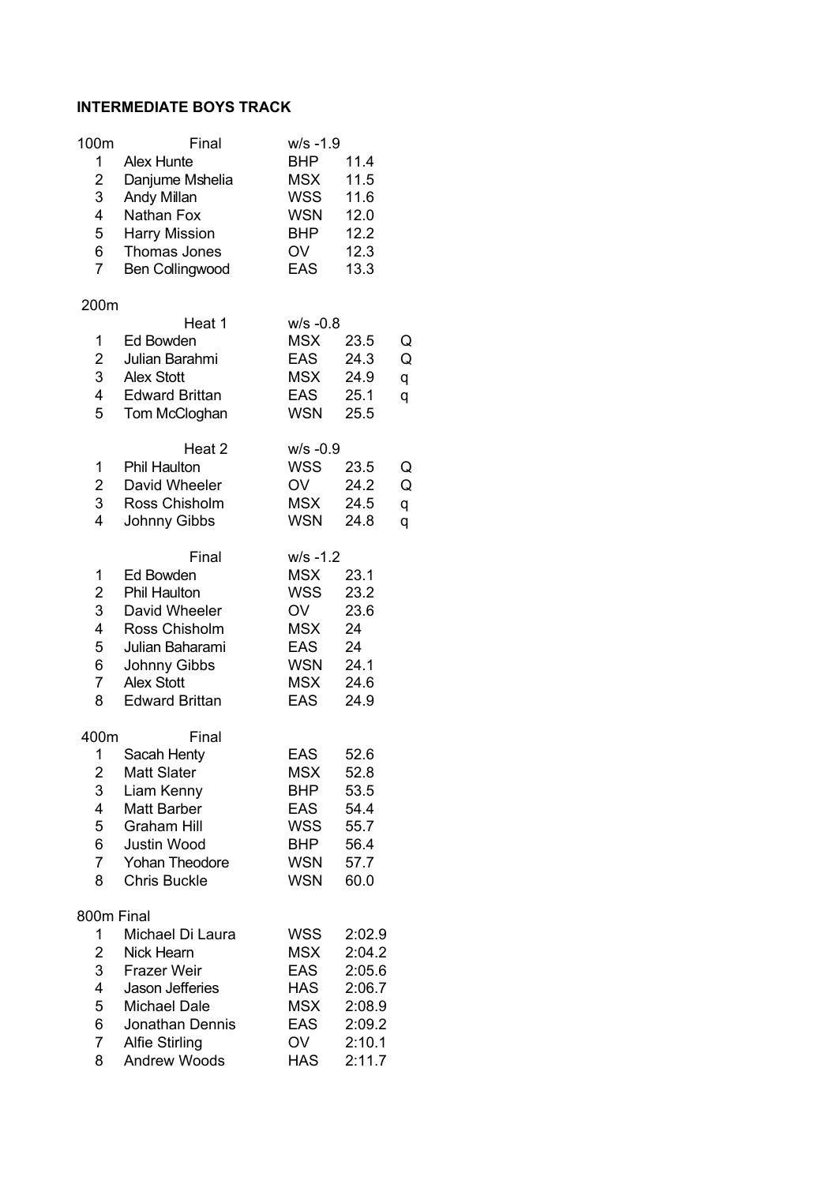**INTERMEDIATE BOYS TRACK**

**100m** Final w/s -1.9

| Pos | Name | Team | Time |
|---|---|---|---|
| 1 | Alex Hunte | BHP | 11.4 |
| 2 | Danjume Mshelia | MSX | 11.5 |
| 3 | Andy Millan | WSS | 11.6 |
| 4 | Nathan Fox | WSN | 12.0 |
| 5 | Harry Mission | BHP | 12.2 |
| 6 | Thomas Jones | OV | 12.3 |
| 7 | Ben Collingwood | EAS | 13.3 |

**200m**

Heat 1 w/s -0.8

| Pos | Name | Team | Time | |
|---|---|---|---|---|
| 1 | Ed Bowden | MSX | 23.5 | Q |
| 2 | Julian Barahmi | EAS | 24.3 | Q |
| 3 | Alex Stott | MSX | 24.9 | q |
| 4 | Edward Brittan | EAS | 25.1 | q |
| 5 | Tom McCloghan | WSN | 25.5 | |

Heat 2 w/s -0.9

| Pos | Name | Team | Time | |
|---|---|---|---|---|
| 1 | Phil Haulton | WSS | 23.5 | Q |
| 2 | David Wheeler | OV | 24.2 | Q |
| 3 | Ross Chisholm | MSX | 24.5 | q |
| 4 | Johnny Gibbs | WSN | 24.8 | q |

Final w/s -1.2

| Pos | Name | Team | Time |
|---|---|---|---|
| 1 | Ed Bowden | MSX | 23.1 |
| 2 | Phil Haulton | WSS | 23.2 |
| 3 | David Wheeler | OV | 23.6 |
| 4 | Ross Chisholm | MSX | 24 |
| 5 | Julian Baharami | EAS | 24 |
| 6 | Johnny Gibbs | WSN | 24.1 |
| 7 | Alex Stott | MSX | 24.6 |
| 8 | Edward Brittan | EAS | 24.9 |

**400m** Final

| Pos | Name | Team | Time |
|---|---|---|---|
| 1 | Sacah Henty | EAS | 52.6 |
| 2 | Matt Slater | MSX | 52.8 |
| 3 | Liam Kenny | BHP | 53.5 |
| 4 | Matt Barber | EAS | 54.4 |
| 5 | Graham Hill | WSS | 55.7 |
| 6 | Justin Wood | BHP | 56.4 |
| 7 | Yohan Theodore | WSN | 57.7 |
| 8 | Chris Buckle | WSN | 60.0 |

**800m Final**

| Pos | Name | Team | Time |
|---|---|---|---|
| 1 | Michael Di Laura | WSS | 2:02.9 |
| 2 | Nick Hearn | MSX | 2:04.2 |
| 3 | Frazer Weir | EAS | 2:05.6 |
| 4 | Jason Jefferies | HAS | 2:06.7 |
| 5 | Michael Dale | MSX | 2:08.9 |
| 6 | Jonathan Dennis | EAS | 2:09.2 |
| 7 | Alfie Stirling | OV | 2:10.1 |
| 8 | Andrew Woods | HAS | 2:11.7 |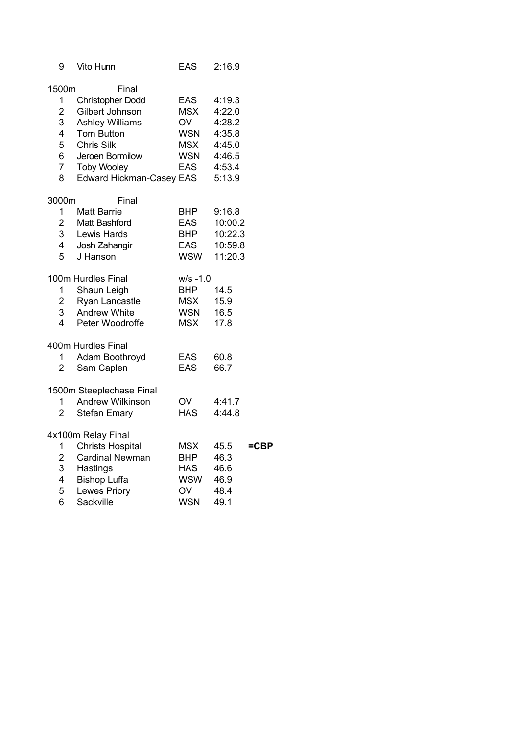| 9 | Vito Hunn | EAS | 2:16.9 |
|---|---|---|---|

**1500m Final**

| Pos | Name | Team | Time |
|---|---|---|---|
| 1 | Christopher Dodd | EAS | 4:19.3 |
| 2 | Gilbert Johnson | MSX | 4:22.0 |
| 3 | Ashley Williams | OV | 4:28.2 |
| 4 | Tom Button | WSN | 4:35.8 |
| 5 | Chris Silk | MSX | 4:45.0 |
| 6 | Jeroen Bormilow | WSN | 4:46.5 |
| 7 | Toby Wooley | EAS | 4:53.4 |
| 8 | Edward Hickman-Casey | EAS | 5:13.9 |

**3000m Final**

| Pos | Name | Team | Time |
|---|---|---|---|
| 1 | Matt Barrie | BHP | 9:16.8 |
| 2 | Matt Bashford | EAS | 10:00.2 |
| 3 | Lewis Hards | BHP | 10:22.3 |
| 4 | Josh Zahangir | EAS | 10:59.8 |
| 5 | J Hanson | WSW | 11:20.3 |

**100m Hurdles Final** w/s -1.0

| Pos | Name | Team | Time |
|---|---|---|---|
| 1 | Shaun Leigh | BHP | 14.5 |
| 2 | Ryan Lancastle | MSX | 15.9 |
| 3 | Andrew White | WSN | 16.5 |
| 4 | Peter Woodroffe | MSX | 17.8 |

**400m Hurdles Final**

| Pos | Name | Team | Time |
|---|---|---|---|
| 1 | Adam Boothroyd | EAS | 60.8 |
| 2 | Sam Caplen | EAS | 66.7 |

**1500m Steeplechase Final**

| Pos | Name | Team | Time |
|---|---|---|---|
| 1 | Andrew Wilkinson | OV | 4:41.7 |
| 2 | Stefan Emary | HAS | 4:44.8 |

**4x100m Relay Final**

| Pos | Name | Team | Time | |
|---|---|---|---|---|
| 1 | Christs Hospital | MSX | 45.5 | **=CBP** |
| 2 | Cardinal Newman | BHP | 46.3 | |
| 3 | Hastings | HAS | 46.6 | |
| 4 | Bishop Luffa | WSW | 46.9 | |
| 5 | Lewes Priory | OV | 48.4 | |
| 6 | Sackville | WSN | 49.1 | |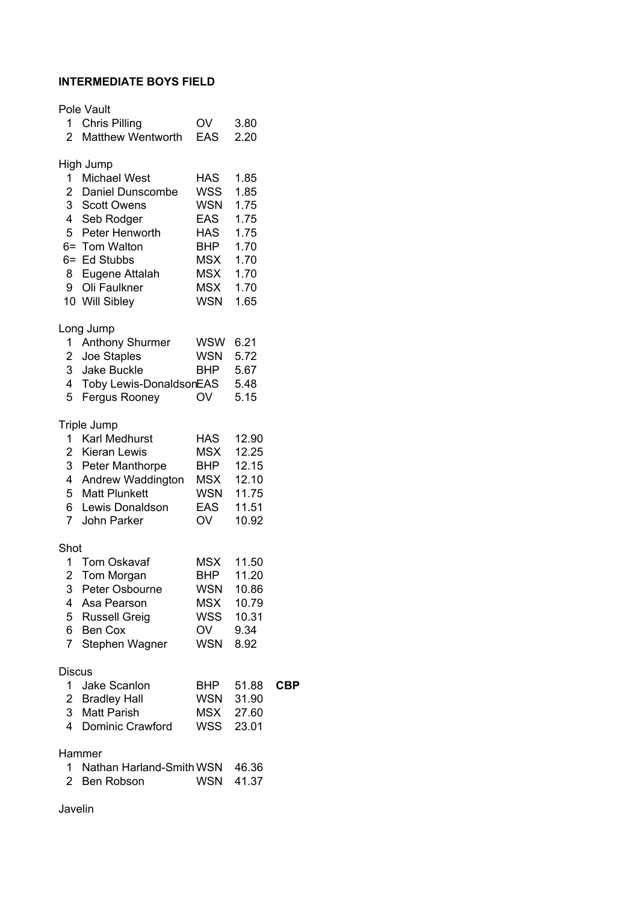**INTERMEDIATE BOYS FIELD**

Pole Vault

| | | | | |
|---|---|---|---|---|
| 1 | Chris Pilling | OV | 3.80 | |
| 2 | Matthew Wentworth | EAS | 2.20 | |

High Jump

| | | | | |
|---|---|---|---|---|
| 1 | Michael West | HAS | 1.85 | |
| 2 | Daniel Dunscombe | WSS | 1.85 | |
| 3 | Scott Owens | WSN | 1.75 | |
| 4 | Seb Rodger | EAS | 1.75 | |
| 5 | Peter Henworth | HAS | 1.75 | |
| 6= | Tom Walton | BHP | 1.70 | |
| 6= | Ed Stubbs | MSX | 1.70 | |
| 8 | Eugene Attalah | MSX | 1.70 | |
| 9 | Oli Faulkner | MSX | 1.70 | |
| 10 | Will Sibley | WSN | 1.65 | |

Long Jump

| | | | | |
|---|---|---|---|---|
| 1 | Anthony Shurmer | WSW | 6.21 | |
| 2 | Joe Staples | WSN | 5.72 | |
| 3 | Jake Buckle | BHP | 5.67 | |
| 4 | Toby Lewis-Donaldson | EAS | 5.48 | |
| 5 | Fergus Rooney | OV | 5.15 | |

Triple Jump

| | | | | |
|---|---|---|---|---|
| 1 | Karl Medhurst | HAS | 12.90 | |
| 2 | Kieran Lewis | MSX | 12.25 | |
| 3 | Peter Manthorpe | BHP | 12.15 | |
| 4 | Andrew Waddington | MSX | 12.10 | |
| 5 | Matt Plunkett | WSN | 11.75 | |
| 6 | Lewis Donaldson | EAS | 11.51 | |
| 7 | John Parker | OV | 10.92 | |

Shot

| | | | | |
|---|---|---|---|---|
| 1 | Tom Oskavaf | MSX | 11.50 | |
| 2 | Tom Morgan | BHP | 11.20 | |
| 3 | Peter Osbourne | WSN | 10.86 | |
| 4 | Asa Pearson | MSX | 10.79 | |
| 5 | Russell Greig | WSS | 10.31 | |
| 6 | Ben Cox | OV | 9.34 | |
| 7 | Stephen Wagner | WSN | 8.92 | |

Discus

| | | | | |
|---|---|---|---|---|
| 1 | Jake Scanlon | BHP | 51.88 | **CBP** |
| 2 | Bradley Hall | WSN | 31.90 | |
| 3 | Matt Parish | MSX | 27.60 | |
| 4 | Dominic Crawford | WSS | 23.01 | |

Hammer

| | | | | |
|---|---|---|---|---|
| 1 | Nathan Harland-Smith | WSN | 46.36 | |
| 2 | Ben Robson | WSN | 41.37 | |

Javelin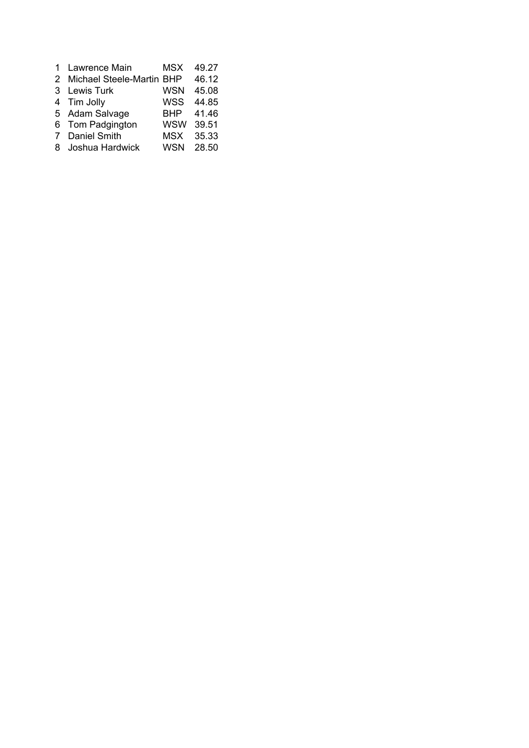| | | | |
|---|---|---|---|
| 1 | Lawrence Main | MSX | 49.27 |
| 2 | Michael Steele-Martin | BHP | 46.12 |
| 3 | Lewis Turk | WSN | 45.08 |
| 4 | Tim Jolly | WSS | 44.85 |
| 5 | Adam Salvage | BHP | 41.46 |
| 6 | Tom Padgington | WSW | 39.51 |
| 7 | Daniel Smith | MSX | 35.33 |
| 8 | Joshua Hardwick | WSN | 28.50 |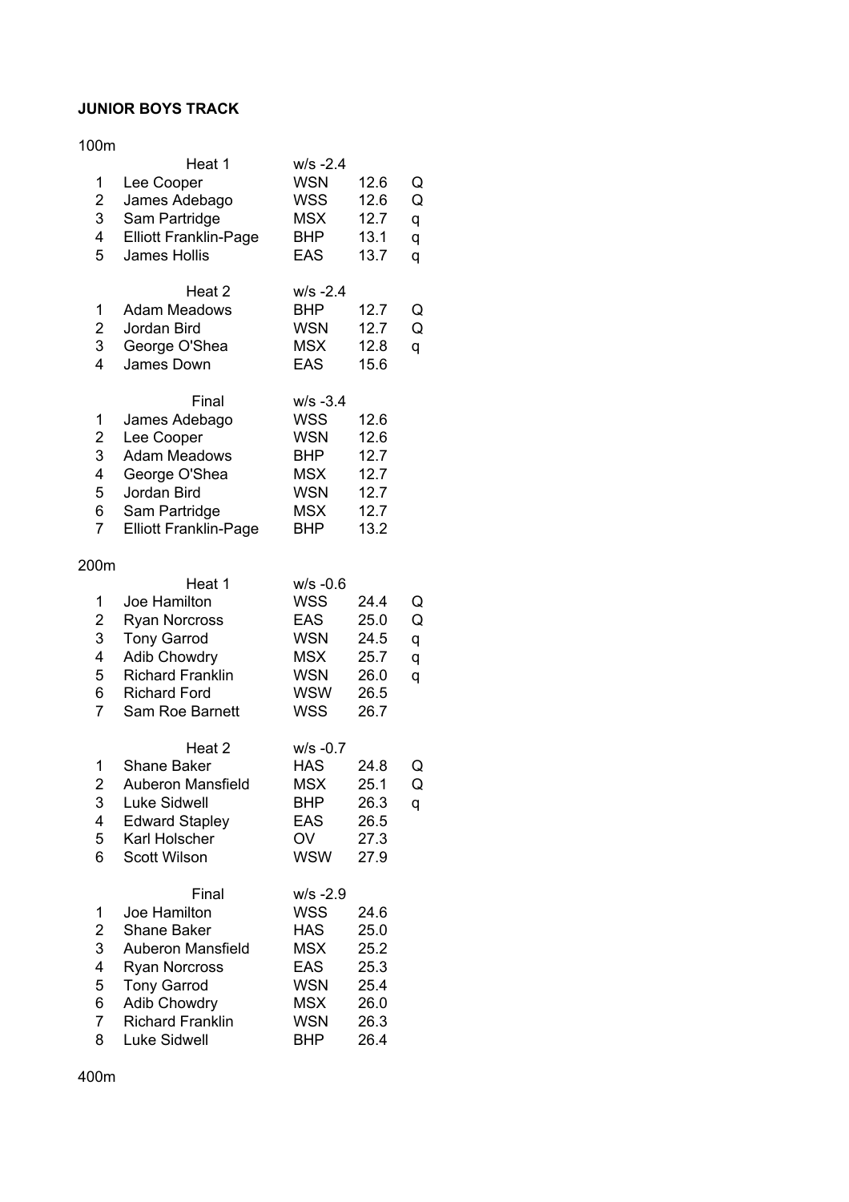**JUNIOR BOYS TRACK**

100m

| | Heat 1 | w/s -2.4 | | |
|---|---|---|---|---|
| 1 | Lee Cooper | WSN | 12.6 | Q |
| 2 | James Adebago | WSS | 12.6 | Q |
| 3 | Sam Partridge | MSX | 12.7 | q |
| 4 | Elliott Franklin-Page | BHP | 13.1 | q |
| 5 | James Hollis | EAS | 13.7 | q |

| | Heat 2 | w/s -2.4 | | |
|---|---|---|---|---|
| 1 | Adam Meadows | BHP | 12.7 | Q |
| 2 | Jordan Bird | WSN | 12.7 | Q |
| 3 | George O'Shea | MSX | 12.8 | q |
| 4 | James Down | EAS | 15.6 | |

| | Final | w/s -3.4 | |
|---|---|---|---|
| 1 | James Adebago | WSS | 12.6 |
| 2 | Lee Cooper | WSN | 12.6 |
| 3 | Adam Meadows | BHP | 12.7 |
| 4 | George O'Shea | MSX | 12.7 |
| 5 | Jordan Bird | WSN | 12.7 |
| 6 | Sam Partridge | MSX | 12.7 |
| 7 | Elliott Franklin-Page | BHP | 13.2 |

200m

| | Heat 1 | w/s -0.6 | | |
|---|---|---|---|---|
| 1 | Joe Hamilton | WSS | 24.4 | Q |
| 2 | Ryan Norcross | EAS | 25.0 | Q |
| 3 | Tony Garrod | WSN | 24.5 | q |
| 4 | Adib Chowdry | MSX | 25.7 | q |
| 5 | Richard Franklin | WSN | 26.0 | q |
| 6 | Richard Ford | WSW | 26.5 | |
| 7 | Sam Roe Barnett | WSS | 26.7 | |

| | Heat 2 | w/s -0.7 | | |
|---|---|---|---|---|
| 1 | Shane Baker | HAS | 24.8 | Q |
| 2 | Auberon Mansfield | MSX | 25.1 | Q |
| 3 | Luke Sidwell | BHP | 26.3 | q |
| 4 | Edward Stapley | EAS | 26.5 | |
| 5 | Karl Holscher | OV | 27.3 | |
| 6 | Scott Wilson | WSW | 27.9 | |

| | Final | w/s -2.9 | |
|---|---|---|---|
| 1 | Joe Hamilton | WSS | 24.6 |
| 2 | Shane Baker | HAS | 25.0 |
| 3 | Auberon Mansfield | MSX | 25.2 |
| 4 | Ryan Norcross | EAS | 25.3 |
| 5 | Tony Garrod | WSN | 25.4 |
| 6 | Adib Chowdry | MSX | 26.0 |
| 7 | Richard Franklin | WSN | 26.3 |
| 8 | Luke Sidwell | BHP | 26.4 |

400m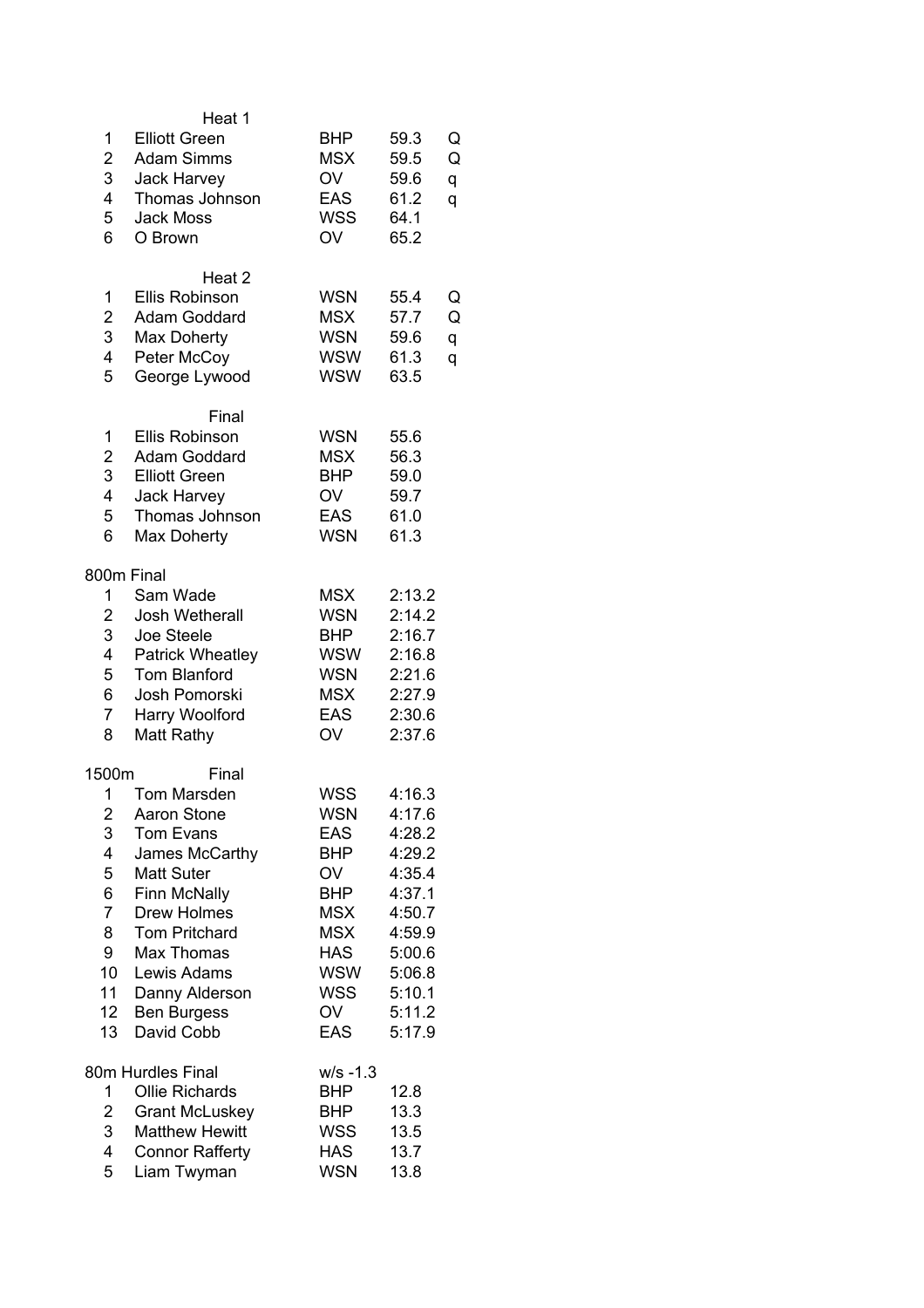### Heat 1

| | | | | |
|---|---|---|---|---|
| 1 | Elliott Green | BHP | 59.3 | Q |
| 2 | Adam Simms | MSX | 59.5 | Q |
| 3 | Jack Harvey | OV | 59.6 | q |
| 4 | Thomas Johnson | EAS | 61.2 | q |
| 5 | Jack Moss | WSS | 64.1 | |
| 6 | O Brown | OV | 65.2 | |

### Heat 2

| | | | | |
|---|---|---|---|---|
| 1 | Ellis Robinson | WSN | 55.4 | Q |
| 2 | Adam Goddard | MSX | 57.7 | Q |
| 3 | Max Doherty | WSN | 59.6 | q |
| 4 | Peter McCoy | WSW | 61.3 | q |
| 5 | George Lywood | WSW | 63.5 | |

### Final

| | | | |
|---|---|---|---|
| 1 | Ellis Robinson | WSN | 55.6 |
| 2 | Adam Goddard | MSX | 56.3 |
| 3 | Elliott Green | BHP | 59.0 |
| 4 | Jack Harvey | OV | 59.7 |
| 5 | Thomas Johnson | EAS | 61.0 |
| 6 | Max Doherty | WSN | 61.3 |

### 800m Final

| | | | |
|---|---|---|---|
| 1 | Sam Wade | MSX | 2:13.2 |
| 2 | Josh Wetherall | WSN | 2:14.2 |
| 3 | Joe Steele | BHP | 2:16.7 |
| 4 | Patrick Wheatley | WSW | 2:16.8 |
| 5 | Tom Blanford | WSN | 2:21.6 |
| 6 | Josh Pomorski | MSX | 2:27.9 |
| 7 | Harry Woolford | EAS | 2:30.6 |
| 8 | Matt Rathy | OV | 2:37.6 |

### 1500m Final

| | | | |
|---|---|---|---|
| 1 | Tom Marsden | WSS | 4:16.3 |
| 2 | Aaron Stone | WSN | 4:17.6 |
| 3 | Tom Evans | EAS | 4:28.2 |
| 4 | James McCarthy | BHP | 4:29.2 |
| 5 | Matt Suter | OV | 4:35.4 |
| 6 | Finn McNally | BHP | 4:37.1 |
| 7 | Drew Holmes | MSX | 4:50.7 |
| 8 | Tom Pritchard | MSX | 4:59.9 |
| 9 | Max Thomas | HAS | 5:00.6 |
| 10 | Lewis Adams | WSW | 5:06.8 |
| 11 | Danny Alderson | WSS | 5:10.1 |
| 12 | Ben Burgess | OV | 5:11.2 |
| 13 | David Cobb | EAS | 5:17.9 |

### 80m Hurdles Final — w/s -1.3

| | | | |
|---|---|---|---|
| 1 | Ollie Richards | BHP | 12.8 |
| 2 | Grant McLuskey | BHP | 13.3 |
| 3 | Matthew Hewitt | WSS | 13.5 |
| 4 | Connor Rafferty | HAS | 13.7 |
| 5 | Liam Twyman | WSN | 13.8 |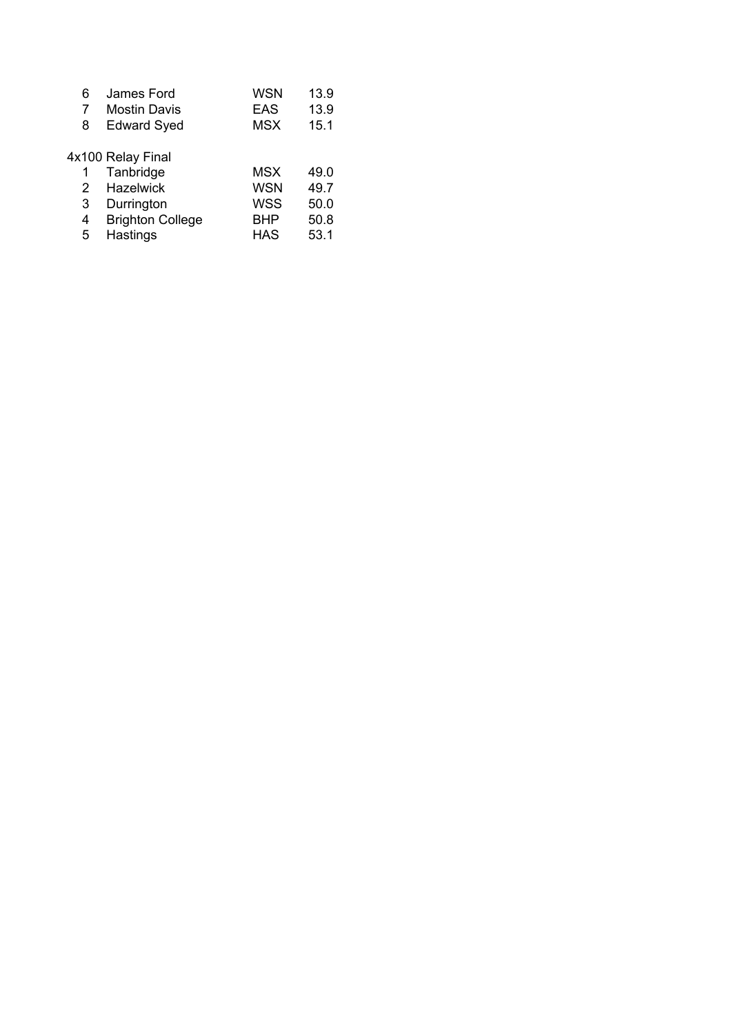| | | | |
|---|---|---|---|
| 6 | James Ford | WSN | 13.9 |
| 7 | Mostin Davis | EAS | 13.9 |
| 8 | Edward Syed | MSX | 15.1 |

4x100 Relay Final

| | | | |
|---|---|---|---|
| 1 | Tanbridge | MSX | 49.0 |
| 2 | Hazelwick | WSN | 49.7 |
| 3 | Durrington | WSS | 50.0 |
| 4 | Brighton College | BHP | 50.8 |
| 5 | Hastings | HAS | 53.1 |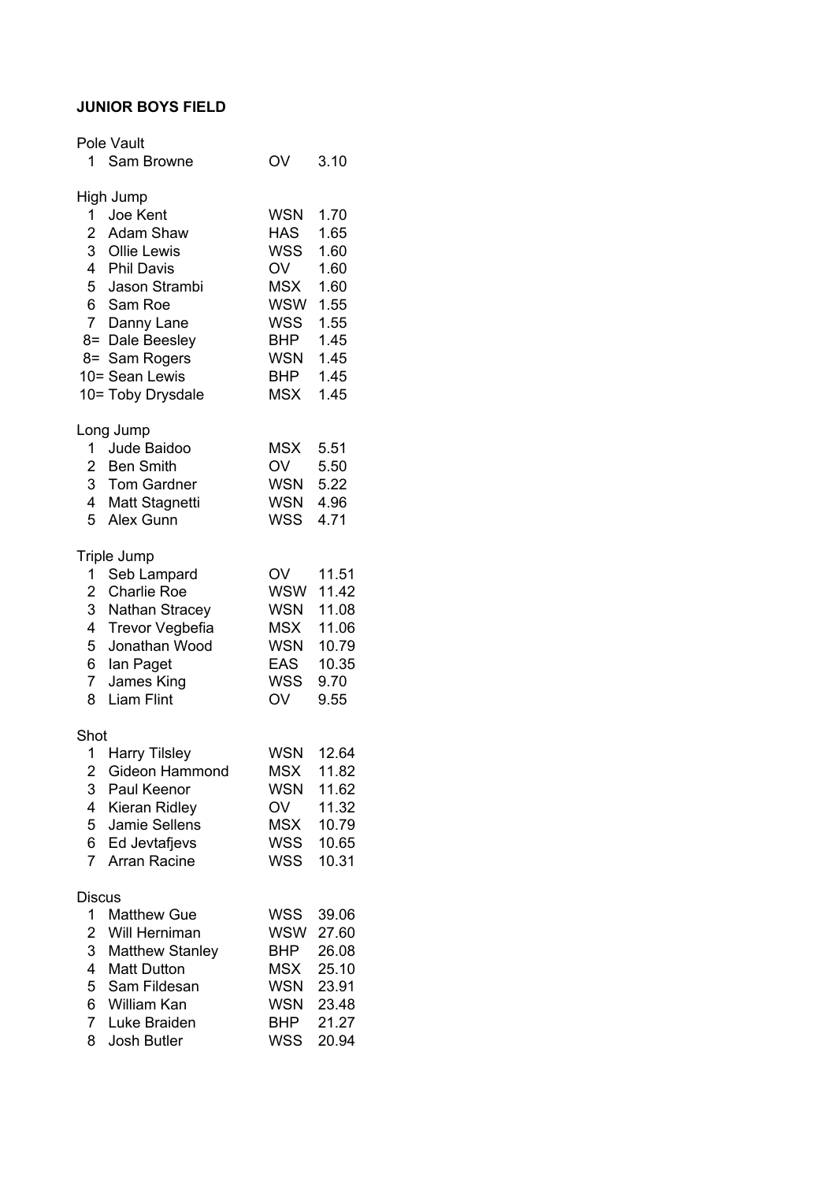**JUNIOR BOYS FIELD**

Pole Vault

| | | | |
|---|---|---|---|
| 1 | Sam Browne | OV | 3.10 |

High Jump

| | | | |
|---|---|---|---|
| 1 | Joe Kent | WSN | 1.70 |
| 2 | Adam Shaw | HAS | 1.65 |
| 3 | Ollie Lewis | WSS | 1.60 |
| 4 | Phil Davis | OV | 1.60 |
| 5 | Jason Strambi | MSX | 1.60 |
| 6 | Sam Roe | WSW | 1.55 |
| 7 | Danny Lane | WSS | 1.55 |
| 8= | Dale Beesley | BHP | 1.45 |
| 8= | Sam Rogers | WSN | 1.45 |
| 10= | Sean Lewis | BHP | 1.45 |
| 10= | Toby Drysdale | MSX | 1.45 |

Long Jump

| | | | |
|---|---|---|---|
| 1 | Jude Baidoo | MSX | 5.51 |
| 2 | Ben Smith | OV | 5.50 |
| 3 | Tom Gardner | WSN | 5.22 |
| 4 | Matt Stagnetti | WSN | 4.96 |
| 5 | Alex Gunn | WSS | 4.71 |

Triple Jump

| | | | |
|---|---|---|---|
| 1 | Seb Lampard | OV | 11.51 |
| 2 | Charlie Roe | WSW | 11.42 |
| 3 | Nathan Stracey | WSN | 11.08 |
| 4 | Trevor Vegbefia | MSX | 11.06 |
| 5 | Jonathan Wood | WSN | 10.79 |
| 6 | Ian Paget | EAS | 10.35 |
| 7 | James King | WSS | 9.70 |
| 8 | Liam Flint | OV | 9.55 |

Shot

| | | | |
|---|---|---|---|
| 1 | Harry Tilsley | WSN | 12.64 |
| 2 | Gideon Hammond | MSX | 11.82 |
| 3 | Paul Keenor | WSN | 11.62 |
| 4 | Kieran Ridley | OV | 11.32 |
| 5 | Jamie Sellens | MSX | 10.79 |
| 6 | Ed Jevtafjevs | WSS | 10.65 |
| 7 | Arran Racine | WSS | 10.31 |

Discus

| | | | |
|---|---|---|---|
| 1 | Matthew Gue | WSS | 39.06 |
| 2 | Will Herniman | WSW | 27.60 |
| 3 | Matthew Stanley | BHP | 26.08 |
| 4 | Matt Dutton | MSX | 25.10 |
| 5 | Sam Fildesan | WSN | 23.91 |
| 6 | William Kan | WSN | 23.48 |
| 7 | Luke Braiden | BHP | 21.27 |
| 8 | Josh Butler | WSS | 20.94 |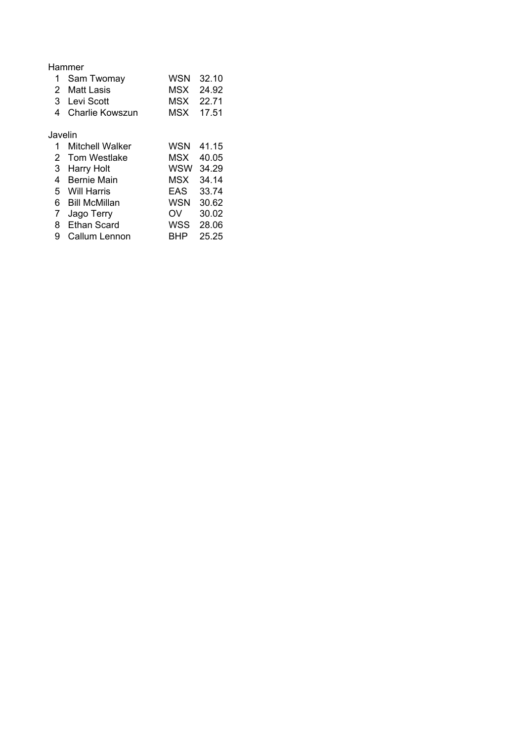Hammer

| | | | |
|---|---|---|---|
| 1 | Sam Twomay | WSN | 32.10 |
| 2 | Matt Lasis | MSX | 24.92 |
| 3 | Levi Scott | MSX | 22.71 |
| 4 | Charlie Kowszun | MSX | 17.51 |

Javelin

| | | | |
|---|---|---|---|
| 1 | Mitchell Walker | WSN | 41.15 |
| 2 | Tom Westlake | MSX | 40.05 |
| 3 | Harry Holt | WSW | 34.29 |
| 4 | Bernie Main | MSX | 34.14 |
| 5 | Will Harris | EAS | 33.74 |
| 6 | Bill McMillan | WSN | 30.62 |
| 7 | Jago Terry | OV | 30.02 |
| 8 | Ethan Scard | WSS | 28.06 |
| 9 | Callum Lennon | BHP | 25.25 |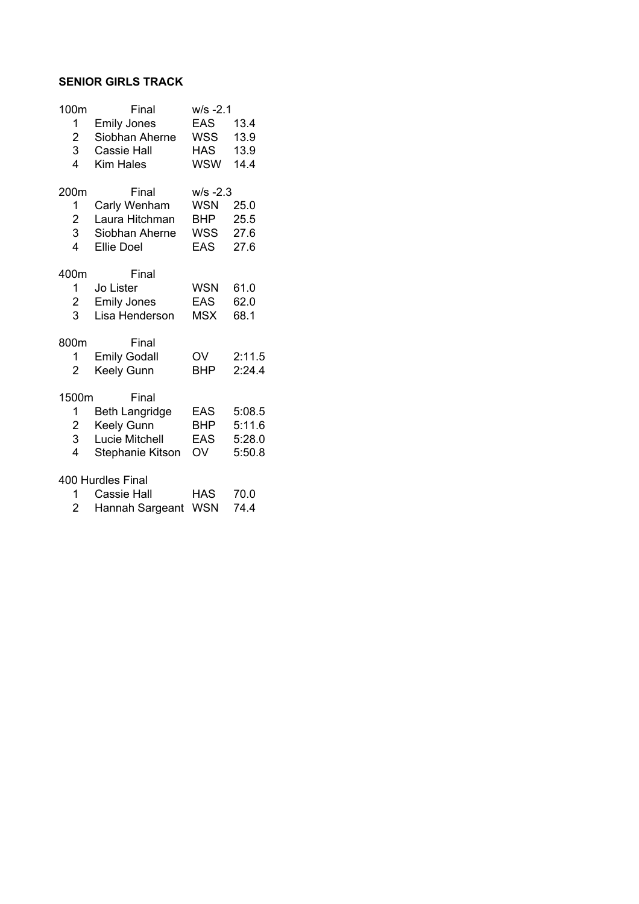**SENIOR GIRLS TRACK**

| 100m | Final | w/s -2.1 | |
|---|---|---|---|
| 1 | Emily Jones | EAS | 13.4 |
| 2 | Siobhan Aherne | WSS | 13.9 |
| 3 | Cassie Hall | HAS | 13.9 |
| 4 | Kim Hales | WSW | 14.4 |

| 200m | Final | w/s -2.3 | |
|---|---|---|---|
| 1 | Carly Wenham | WSN | 25.0 |
| 2 | Laura Hitchman | BHP | 25.5 |
| 3 | Siobhan Aherne | WSS | 27.6 |
| 4 | Ellie Doel | EAS | 27.6 |

| 400m | Final | | |
|---|---|---|---|
| 1 | Jo Lister | WSN | 61.0 |
| 2 | Emily Jones | EAS | 62.0 |
| 3 | Lisa Henderson | MSX | 68.1 |

| 800m | Final | | |
|---|---|---|---|
| 1 | Emily Godall | OV | 2:11.5 |
| 2 | Keely Gunn | BHP | 2:24.4 |

| 1500m | Final | | |
|---|---|---|---|
| 1 | Beth Langridge | EAS | 5:08.5 |
| 2 | Keely Gunn | BHP | 5:11.6 |
| 3 | Lucie Mitchell | EAS | 5:28.0 |
| 4 | Stephanie Kitson | OV | 5:50.8 |

| 400 Hurdles Final | | | |
|---|---|---|---|
| 1 | Cassie Hall | HAS | 70.0 |
| 2 | Hannah Sargeant | WSN | 74.4 |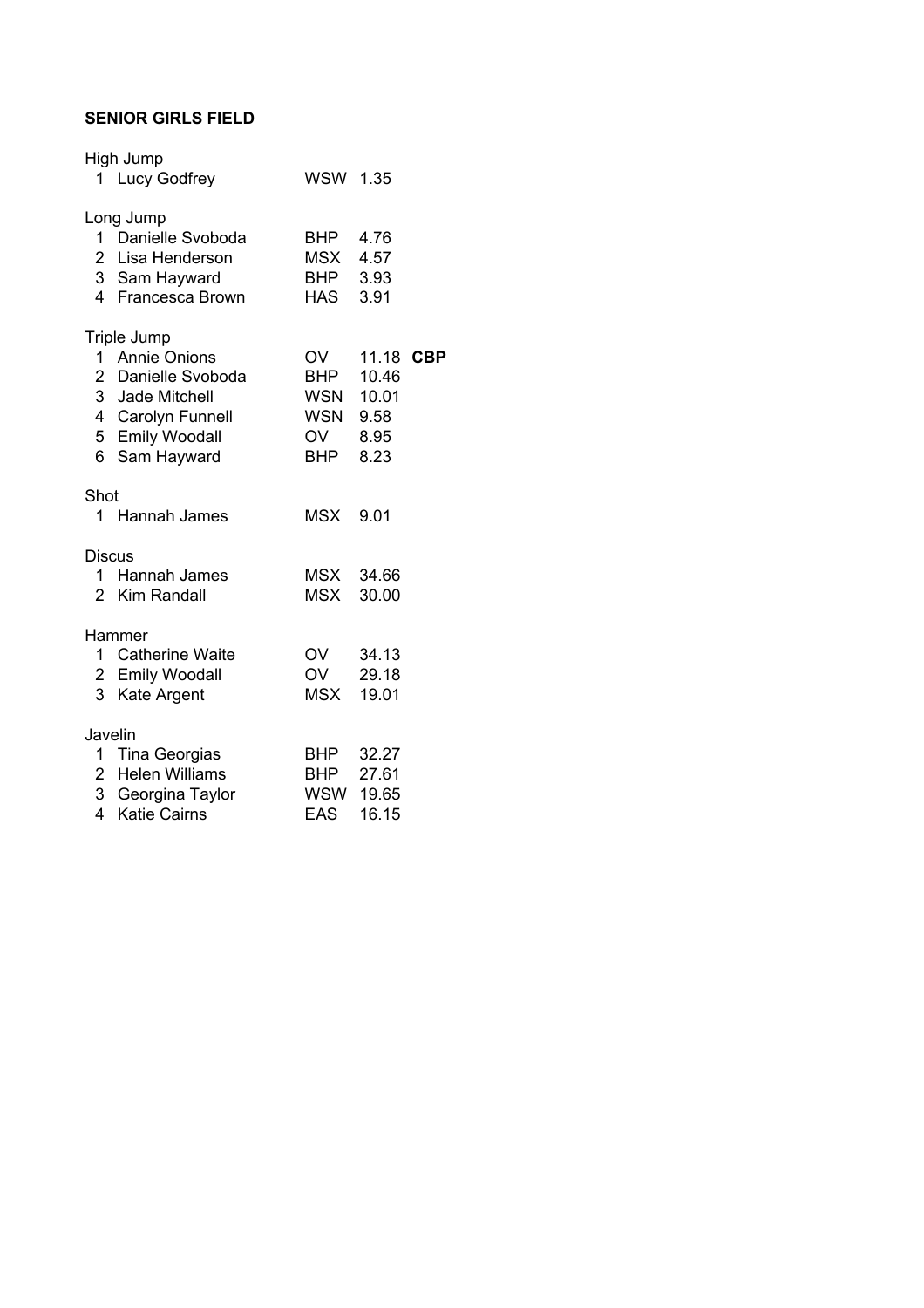**SENIOR GIRLS FIELD**

High Jump

| | | | | |
|---|---|---|---|---|
| 1 | Lucy Godfrey | WSW | 1.35 | |

Long Jump

| | | | | |
|---|---|---|---|---|
| 1 | Danielle Svoboda | BHP | 4.76 | |
| 2 | Lisa Henderson | MSX | 4.57 | |
| 3 | Sam Hayward | BHP | 3.93 | |
| 4 | Francesca Brown | HAS | 3.91 | |

Triple Jump

| | | | | |
|---|---|---|---|---|
| 1 | Annie Onions | OV | 11.18 | **CBP** |
| 2 | Danielle Svoboda | BHP | 10.46 | |
| 3 | Jade Mitchell | WSN | 10.01 | |
| 4 | Carolyn Funnell | WSN | 9.58 | |
| 5 | Emily Woodall | OV | 8.95 | |
| 6 | Sam Hayward | BHP | 8.23 | |

Shot

| | | | | |
|---|---|---|---|---|
| 1 | Hannah James | MSX | 9.01 | |

Discus

| | | | | |
|---|---|---|---|---|
| 1 | Hannah James | MSX | 34.66 | |
| 2 | Kim Randall | MSX | 30.00 | |

Hammer

| | | | | |
|---|---|---|---|---|
| 1 | Catherine Waite | OV | 34.13 | |
| 2 | Emily Woodall | OV | 29.18 | |
| 3 | Kate Argent | MSX | 19.01 | |

Javelin

| | | | | |
|---|---|---|---|---|
| 1 | Tina Georgias | BHP | 32.27 | |
| 2 | Helen Williams | BHP | 27.61 | |
| 3 | Georgina Taylor | WSW | 19.65 | |
| 4 | Katie Cairns | EAS | 16.15 | |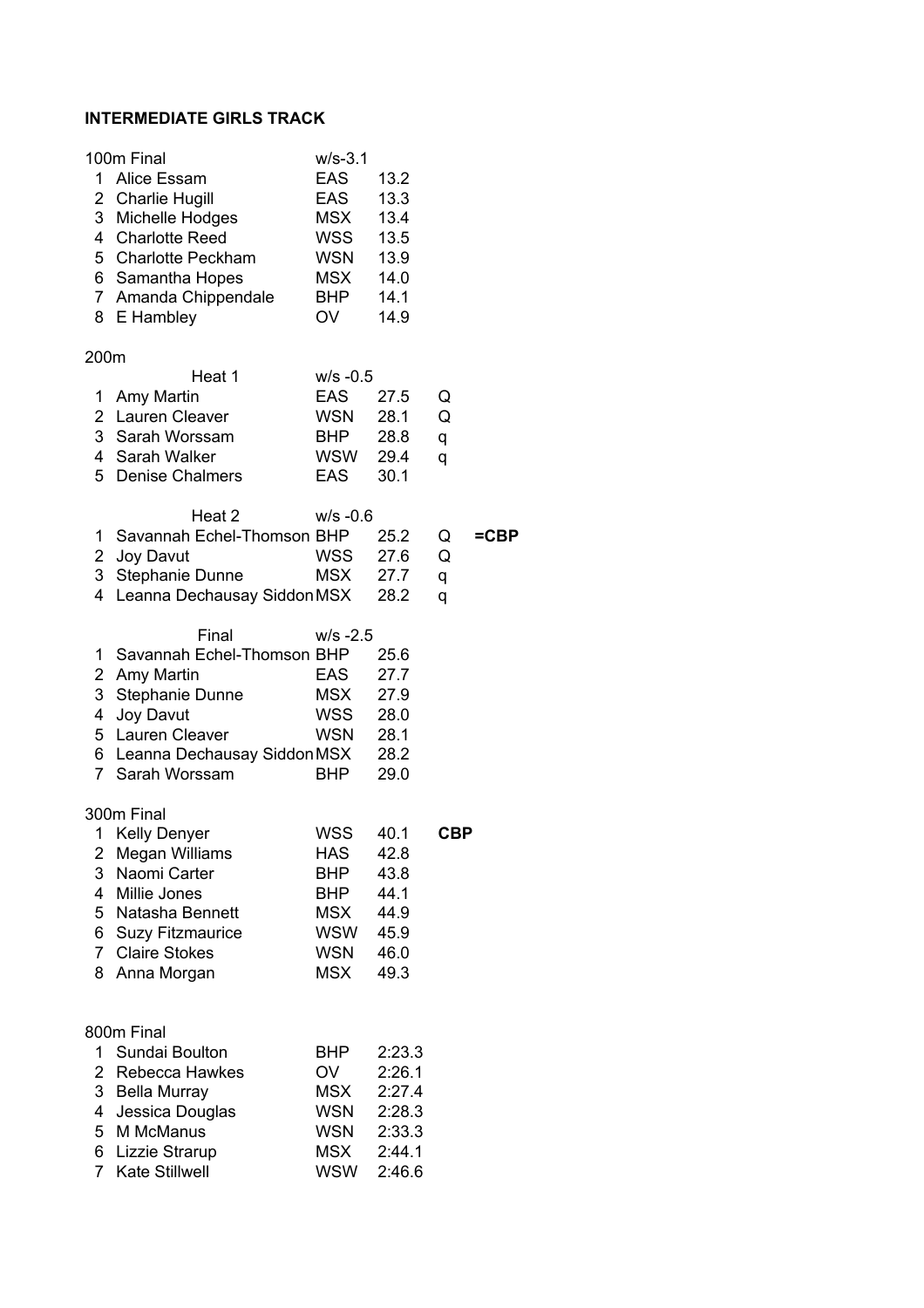**INTERMEDIATE GIRLS TRACK**

100m Final — w/s-3.1

| Pos | Name | Club | Time |
|---|---|---|---|
| 1 | Alice Essam | EAS | 13.2 |
| 2 | Charlie Hugill | EAS | 13.3 |
| 3 | Michelle Hodges | MSX | 13.4 |
| 4 | Charlotte Reed | WSS | 13.5 |
| 5 | Charlotte Peckham | WSN | 13.9 |
| 6 | Samantha Hopes | MSX | 14.0 |
| 7 | Amanda Chippendale | BHP | 14.1 |
| 8 | E Hambley | OV | 14.9 |

200m

Heat 1 — w/s -0.5

| Pos | Name | Club | Time | Q | |
|---|---|---|---|---|---|
| 1 | Amy Martin | EAS | 27.5 | Q | |
| 2 | Lauren Cleaver | WSN | 28.1 | Q | |
| 3 | Sarah Worssam | BHP | 28.8 | q | |
| 4 | Sarah Walker | WSW | 29.4 | q | |
| 5 | Denise Chalmers | EAS | 30.1 | | |

Heat 2 — w/s -0.6

| Pos | Name | Club | Time | Q | |
|---|---|---|---|---|---|
| 1 | Savannah Echel-Thomson | BHP | 25.2 | Q | **=CBP** |
| 2 | Joy Davut | WSS | 27.6 | Q | |
| 3 | Stephanie Dunne | MSX | 27.7 | q | |
| 4 | Leanna Dechausay Siddon | MSX | 28.2 | q | |

Final — w/s -2.5

| Pos | Name | Club | Time |
|---|---|---|---|
| 1 | Savannah Echel-Thomson | BHP | 25.6 |
| 2 | Amy Martin | EAS | 27.7 |
| 3 | Stephanie Dunne | MSX | 27.9 |
| 4 | Joy Davut | WSS | 28.0 |
| 5 | Lauren Cleaver | WSN | 28.1 |
| 6 | Leanna Dechausay Siddon | MSX | 28.2 |
| 7 | Sarah Worssam | BHP | 29.0 |

300m Final

| Pos | Name | Club | Time | |
|---|---|---|---|---|
| 1 | Kelly Denyer | WSS | 40.1 | **CBP** |
| 2 | Megan Williams | HAS | 42.8 | |
| 3 | Naomi Carter | BHP | 43.8 | |
| 4 | Millie Jones | BHP | 44.1 | |
| 5 | Natasha Bennett | MSX | 44.9 | |
| 6 | Suzy Fitzmaurice | WSW | 45.9 | |
| 7 | Claire Stokes | WSN | 46.0 | |
| 8 | Anna Morgan | MSX | 49.3 | |

800m Final

| Pos | Name | Club | Time |
|---|---|---|---|
| 1 | Sundai Boulton | BHP | 2:23.3 |
| 2 | Rebecca Hawkes | OV | 2:26.1 |
| 3 | Bella Murray | MSX | 2:27.4 |
| 4 | Jessica Douglas | WSN | 2:28.3 |
| 5 | M McManus | WSN | 2:33.3 |
| 6 | Lizzie Strarup | MSX | 2:44.1 |
| 7 | Kate Stillwell | WSW | 2:46.6 |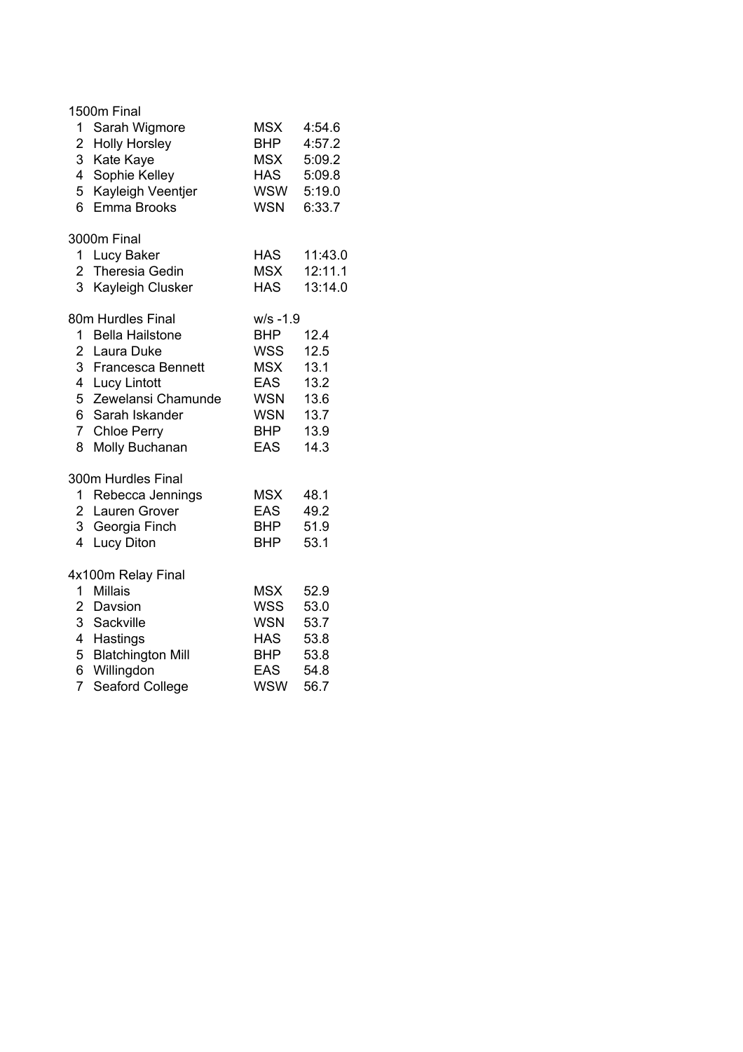### 1500m Final

| Pos | Name | Team | Time |
|---|---|---|---|
| 1 | Sarah Wigmore | MSX | 4:54.6 |
| 2 | Holly Horsley | BHP | 4:57.2 |
| 3 | Kate Kaye | MSX | 5:09.2 |
| 4 | Sophie Kelley | HAS | 5:09.8 |
| 5 | Kayleigh Veentjer | WSW | 5:19.0 |
| 6 | Emma Brooks | WSN | 6:33.7 |

### 3000m Final

| Pos | Name | Team | Time |
|---|---|---|---|
| 1 | Lucy Baker | HAS | 11:43.0 |
| 2 | Theresia Gedin | MSX | 12:11.1 |
| 3 | Kayleigh Clusker | HAS | 13:14.0 |

### 80m Hurdles Final

w/s -1.9

| Pos | Name | Team | Time |
|---|---|---|---|
| 1 | Bella Hailstone | BHP | 12.4 |
| 2 | Laura Duke | WSS | 12.5 |
| 3 | Francesca Bennett | MSX | 13.1 |
| 4 | Lucy Lintott | EAS | 13.2 |
| 5 | Zewelansi Chamunde | WSN | 13.6 |
| 6 | Sarah Iskander | WSN | 13.7 |
| 7 | Chloe Perry | BHP | 13.9 |
| 8 | Molly Buchanan | EAS | 14.3 |

### 300m Hurdles Final

| Pos | Name | Team | Time |
|---|---|---|---|
| 1 | Rebecca Jennings | MSX | 48.1 |
| 2 | Lauren Grover | EAS | 49.2 |
| 3 | Georgia Finch | BHP | 51.9 |
| 4 | Lucy Diton | BHP | 53.1 |

### 4x100m Relay Final

| Pos | Name | Team | Time |
|---|---|---|---|
| 1 | Millais | MSX | 52.9 |
| 2 | Davsion | WSS | 53.0 |
| 3 | Sackville | WSN | 53.7 |
| 4 | Hastings | HAS | 53.8 |
| 5 | Blatchington Mill | BHP | 53.8 |
| 6 | Willingdon | EAS | 54.8 |
| 7 | Seaford College | WSW | 56.7 |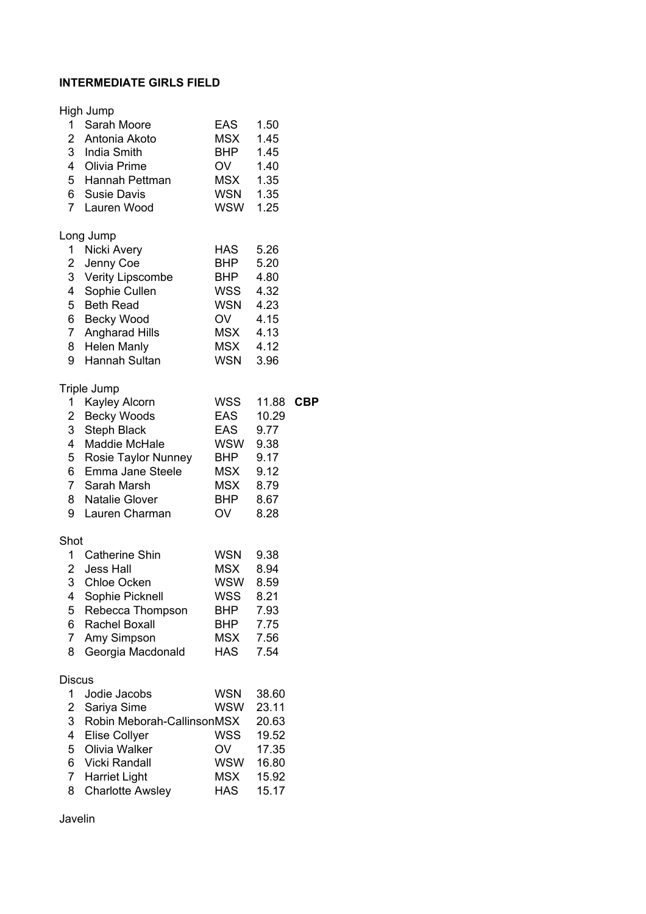**INTERMEDIATE GIRLS FIELD**

High Jump

| | | | | |
|---|---|---|---|---|
| 1 | Sarah Moore | EAS | 1.50 | |
| 2 | Antonia Akoto | MSX | 1.45 | |
| 3 | India Smith | BHP | 1.45 | |
| 4 | Olivia Prime | OV | 1.40 | |
| 5 | Hannah Pettman | MSX | 1.35 | |
| 6 | Susie Davis | WSN | 1.35 | |
| 7 | Lauren Wood | WSW | 1.25 | |

Long Jump

| | | | | |
|---|---|---|---|---|
| 1 | Nicki Avery | HAS | 5.26 | |
| 2 | Jenny Coe | BHP | 5.20 | |
| 3 | Verity Lipscombe | BHP | 4.80 | |
| 4 | Sophie Cullen | WSS | 4.32 | |
| 5 | Beth Read | WSN | 4.23 | |
| 6 | Becky Wood | OV | 4.15 | |
| 7 | Angharad Hills | MSX | 4.13 | |
| 8 | Helen Manly | MSX | 4.12 | |
| 9 | Hannah Sultan | WSN | 3.96 | |

Triple Jump

| | | | | |
|---|---|---|---|---|
| 1 | Kayley Alcorn | WSS | 11.88 | **CBP** |
| 2 | Becky Woods | EAS | 10.29 | |
| 3 | Steph Black | EAS | 9.77 | |
| 4 | Maddie McHale | WSW | 9.38 | |
| 5 | Rosie Taylor Nunney | BHP | 9.17 | |
| 6 | Emma Jane Steele | MSX | 9.12 | |
| 7 | Sarah Marsh | MSX | 8.79 | |
| 8 | Natalie Glover | BHP | 8.67 | |
| 9 | Lauren Charman | OV | 8.28 | |

Shot

| | | | | |
|---|---|---|---|---|
| 1 | Catherine Shin | WSN | 9.38 | |
| 2 | Jess Hall | MSX | 8.94 | |
| 3 | Chloe Ocken | WSW | 8.59 | |
| 4 | Sophie Picknell | WSS | 8.21 | |
| 5 | Rebecca Thompson | BHP | 7.93 | |
| 6 | Rachel Boxall | BHP | 7.75 | |
| 7 | Amy Simpson | MSX | 7.56 | |
| 8 | Georgia Macdonald | HAS | 7.54 | |

Discus

| | | | | |
|---|---|---|---|---|
| 1 | Jodie Jacobs | WSN | 38.60 | |
| 2 | Sariya Sime | WSW | 23.11 | |
| 3 | Robin Meborah-Callinson | MSX | 20.63 | |
| 4 | Elise Collyer | WSS | 19.52 | |
| 5 | Olivia Walker | OV | 17.35 | |
| 6 | Vicki Randall | WSW | 16.80 | |
| 7 | Harriet Light | MSX | 15.92 | |
| 8 | Charlotte Awsley | HAS | 15.17 | |

Javelin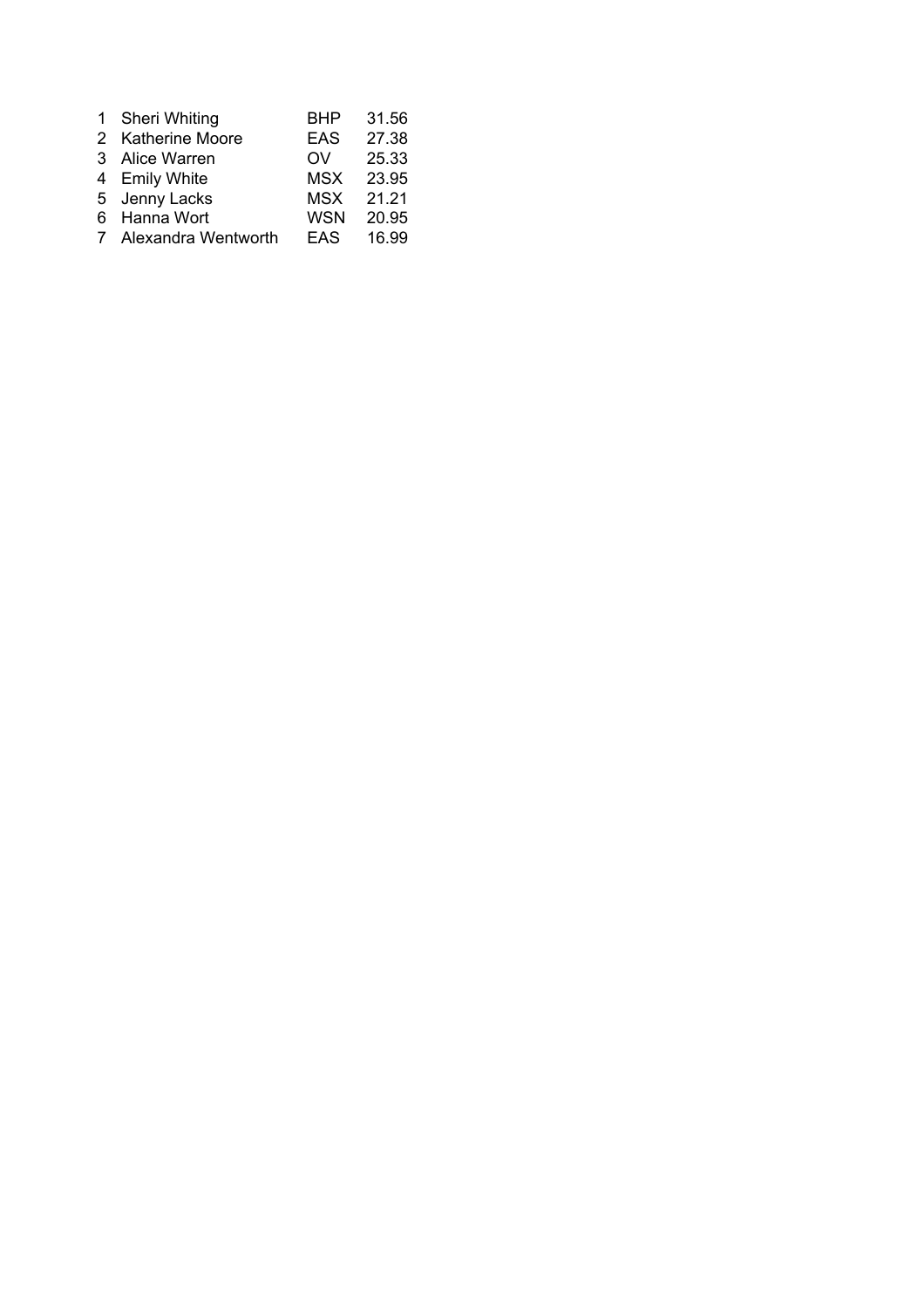| | | | |
|---|---|---|---|
| 1 | Sheri Whiting | BHP | 31.56 |
| 2 | Katherine Moore | EAS | 27.38 |
| 3 | Alice Warren | OV | 25.33 |
| 4 | Emily White | MSX | 23.95 |
| 5 | Jenny Lacks | MSX | 21.21 |
| 6 | Hanna Wort | WSN | 20.95 |
| 7 | Alexandra Wentworth | EAS | 16.99 |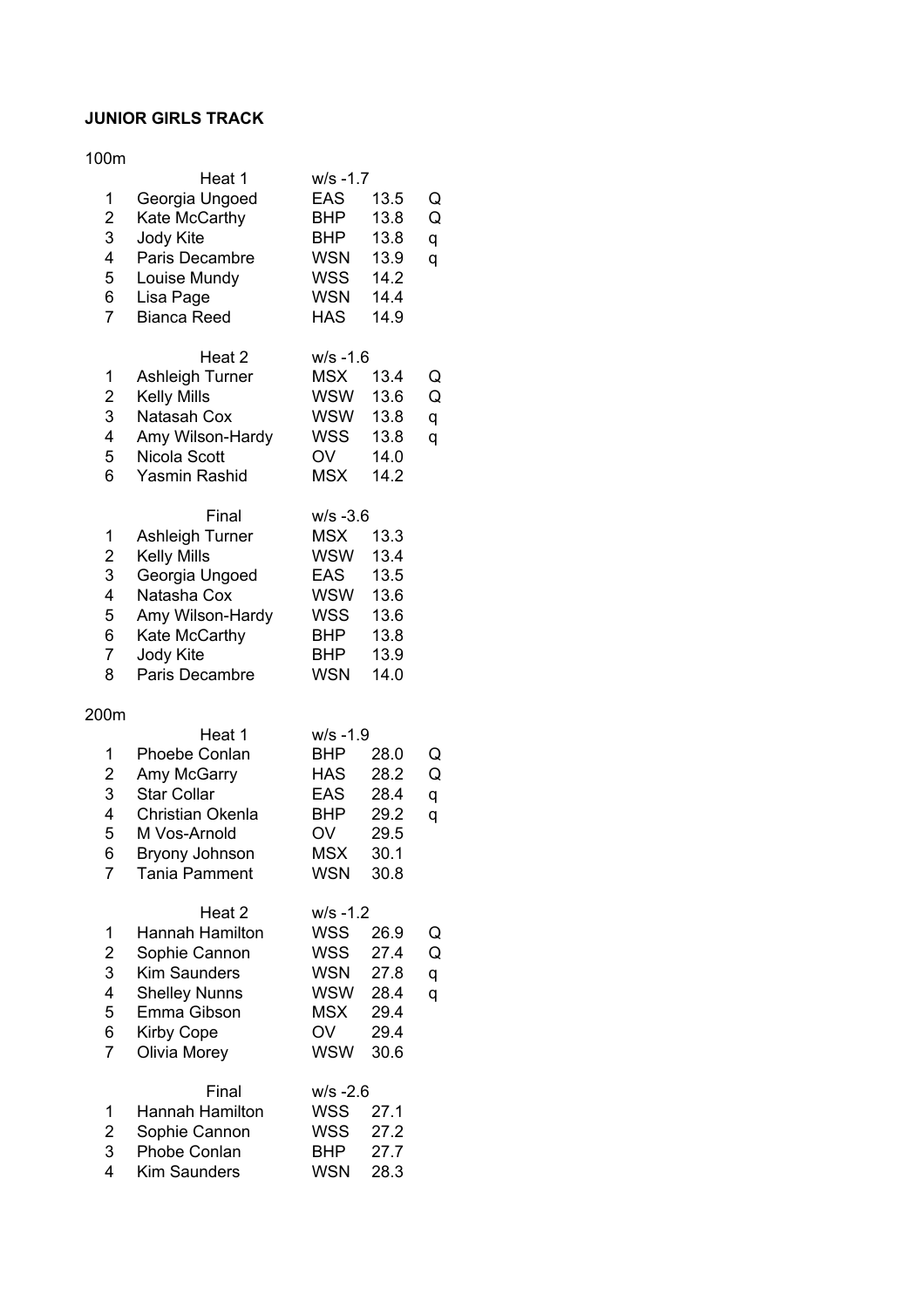**JUNIOR GIRLS TRACK**

100m

| | Heat 1 | w/s -1.7 | | |
|---|---|---|---|---|
| 1 | Georgia Ungoed | EAS | 13.5 | Q |
| 2 | Kate McCarthy | BHP | 13.8 | Q |
| 3 | Jody Kite | BHP | 13.8 | q |
| 4 | Paris Decambre | WSN | 13.9 | q |
| 5 | Louise Mundy | WSS | 14.2 | |
| 6 | Lisa Page | WSN | 14.4 | |
| 7 | Bianca Reed | HAS | 14.9 | |

| | Heat 2 | w/s -1.6 | | |
|---|---|---|---|---|
| 1 | Ashleigh Turner | MSX | 13.4 | Q |
| 2 | Kelly Mills | WSW | 13.6 | Q |
| 3 | Natasah Cox | WSW | 13.8 | q |
| 4 | Amy Wilson-Hardy | WSS | 13.8 | q |
| 5 | Nicola Scott | OV | 14.0 | |
| 6 | Yasmin Rashid | MSX | 14.2 | |

| | Final | w/s -3.6 | |
|---|---|---|---|
| 1 | Ashleigh Turner | MSX | 13.3 |
| 2 | Kelly Mills | WSW | 13.4 |
| 3 | Georgia Ungoed | EAS | 13.5 |
| 4 | Natasha Cox | WSW | 13.6 |
| 5 | Amy Wilson-Hardy | WSS | 13.6 |
| 6 | Kate McCarthy | BHP | 13.8 |
| 7 | Jody Kite | BHP | 13.9 |
| 8 | Paris Decambre | WSN | 14.0 |

200m

| | Heat 1 | w/s -1.9 | | |
|---|---|---|---|---|
| 1 | Phoebe Conlan | BHP | 28.0 | Q |
| 2 | Amy McGarry | HAS | 28.2 | Q |
| 3 | Star Collar | EAS | 28.4 | q |
| 4 | Christian Okenla | BHP | 29.2 | q |
| 5 | M Vos-Arnold | OV | 29.5 | |
| 6 | Bryony Johnson | MSX | 30.1 | |
| 7 | Tania Pamment | WSN | 30.8 | |

| | Heat 2 | w/s -1.2 | | |
|---|---|---|---|---|
| 1 | Hannah Hamilton | WSS | 26.9 | Q |
| 2 | Sophie Cannon | WSS | 27.4 | Q |
| 3 | Kim Saunders | WSN | 27.8 | q |
| 4 | Shelley Nunns | WSW | 28.4 | q |
| 5 | Emma Gibson | MSX | 29.4 | |
| 6 | Kirby Cope | OV | 29.4 | |
| 7 | Olivia Morey | WSW | 30.6 | |

| | Final | w/s -2.6 | |
|---|---|---|---|
| 1 | Hannah Hamilton | WSS | 27.1 |
| 2 | Sophie Cannon | WSS | 27.2 |
| 3 | Phobe Conlan | BHP | 27.7 |
| 4 | Kim Saunders | WSN | 28.3 |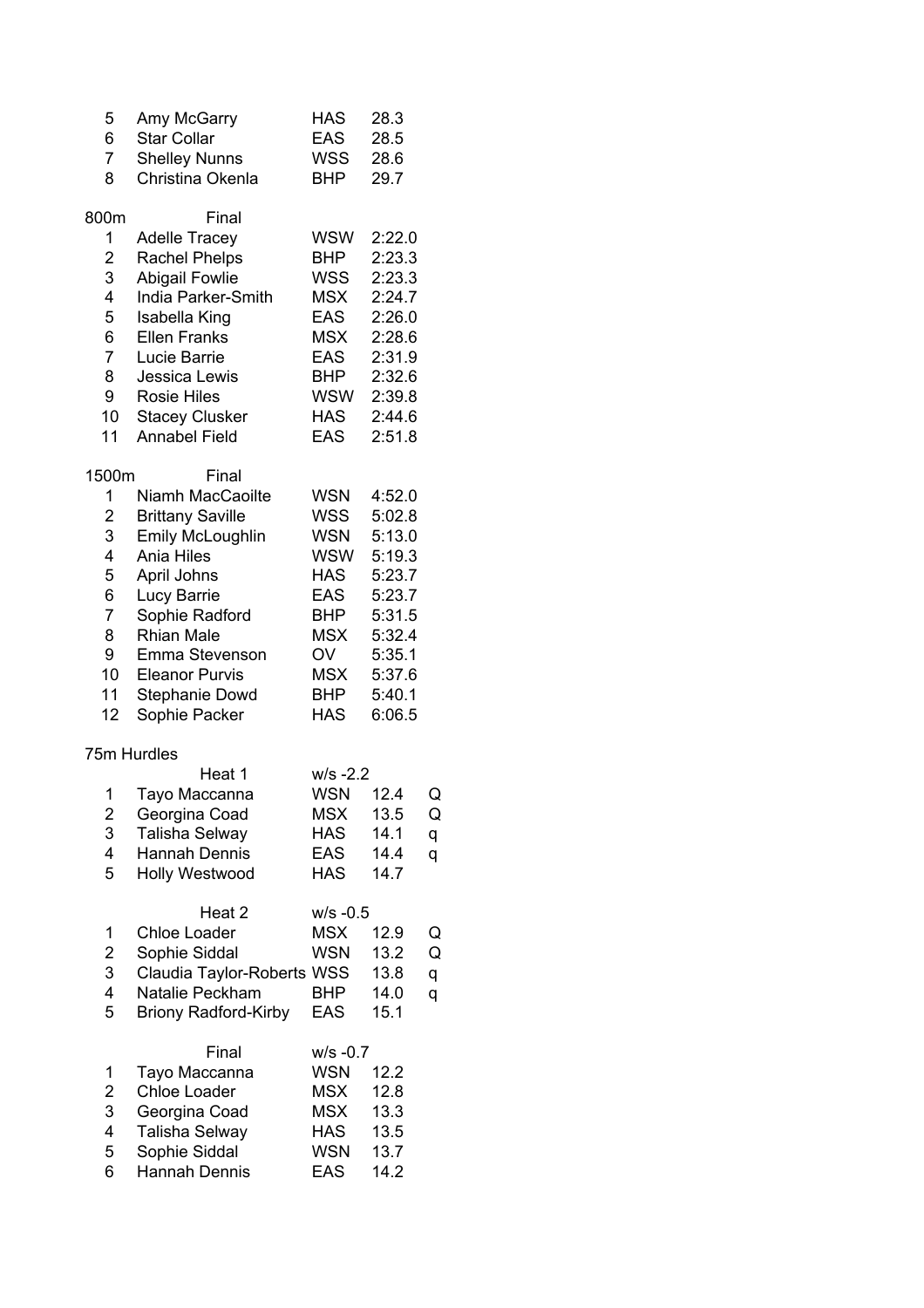| | | | |
|---|---|---|---|
| 5 | Amy McGarry | HAS | 28.3 |
| 6 | Star Collar | EAS | 28.5 |
| 7 | Shelley Nunns | WSS | 28.6 |
| 8 | Christina Okenla | BHP | 29.7 |

**800m** Final

| | | | |
|---|---|---|---|
| 1 | Adelle Tracey | WSW | 2:22.0 |
| 2 | Rachel Phelps | BHP | 2:23.3 |
| 3 | Abigail Fowlie | WSS | 2:23.3 |
| 4 | India Parker-Smith | MSX | 2:24.7 |
| 5 | Isabella King | EAS | 2:26.0 |
| 6 | Ellen Franks | MSX | 2:28.6 |
| 7 | Lucie Barrie | EAS | 2:31.9 |
| 8 | Jessica Lewis | BHP | 2:32.6 |
| 9 | Rosie Hiles | WSW | 2:39.8 |
| 10 | Stacey Clusker | HAS | 2:44.6 |
| 11 | Annabel Field | EAS | 2:51.8 |

**1500m** Final

| | | | |
|---|---|---|---|
| 1 | Niamh MacCaoilte | WSN | 4:52.0 |
| 2 | Brittany Saville | WSS | 5:02.8 |
| 3 | Emily McLoughlin | WSN | 5:13.0 |
| 4 | Ania Hiles | WSW | 5:19.3 |
| 5 | April Johns | HAS | 5:23.7 |
| 6 | Lucy Barrie | EAS | 5:23.7 |
| 7 | Sophie Radford | BHP | 5:31.5 |
| 8 | Rhian Male | MSX | 5:32.4 |
| 9 | Emma Stevenson | OV | 5:35.1 |
| 10 | Eleanor Purvis | MSX | 5:37.6 |
| 11 | Stephanie Dowd | BHP | 5:40.1 |
| 12 | Sophie Packer | HAS | 6:06.5 |

**75m Hurdles**

Heat 1 — w/s -2.2

| | | | | |
|---|---|---|---|---|
| 1 | Tayo Maccanna | WSN | 12.4 | Q |
| 2 | Georgina Coad | MSX | 13.5 | Q |
| 3 | Talisha Selway | HAS | 14.1 | q |
| 4 | Hannah Dennis | EAS | 14.4 | q |
| 5 | Holly Westwood | HAS | 14.7 | |

Heat 2 — w/s -0.5

| | | | | |
|---|---|---|---|---|
| 1 | Chloe Loader | MSX | 12.9 | Q |
| 2 | Sophie Siddal | WSN | 13.2 | Q |
| 3 | Claudia Taylor-Roberts | WSS | 13.8 | q |
| 4 | Natalie Peckham | BHP | 14.0 | q |
| 5 | Briony Radford-Kirby | EAS | 15.1 | |

Final — w/s -0.7

| | | | |
|---|---|---|---|
| 1 | Tayo Maccanna | WSN | 12.2 |
| 2 | Chloe Loader | MSX | 12.8 |
| 3 | Georgina Coad | MSX | 13.3 |
| 4 | Talisha Selway | HAS | 13.5 |
| 5 | Sophie Siddal | WSN | 13.7 |
| 6 | Hannah Dennis | EAS | 14.2 |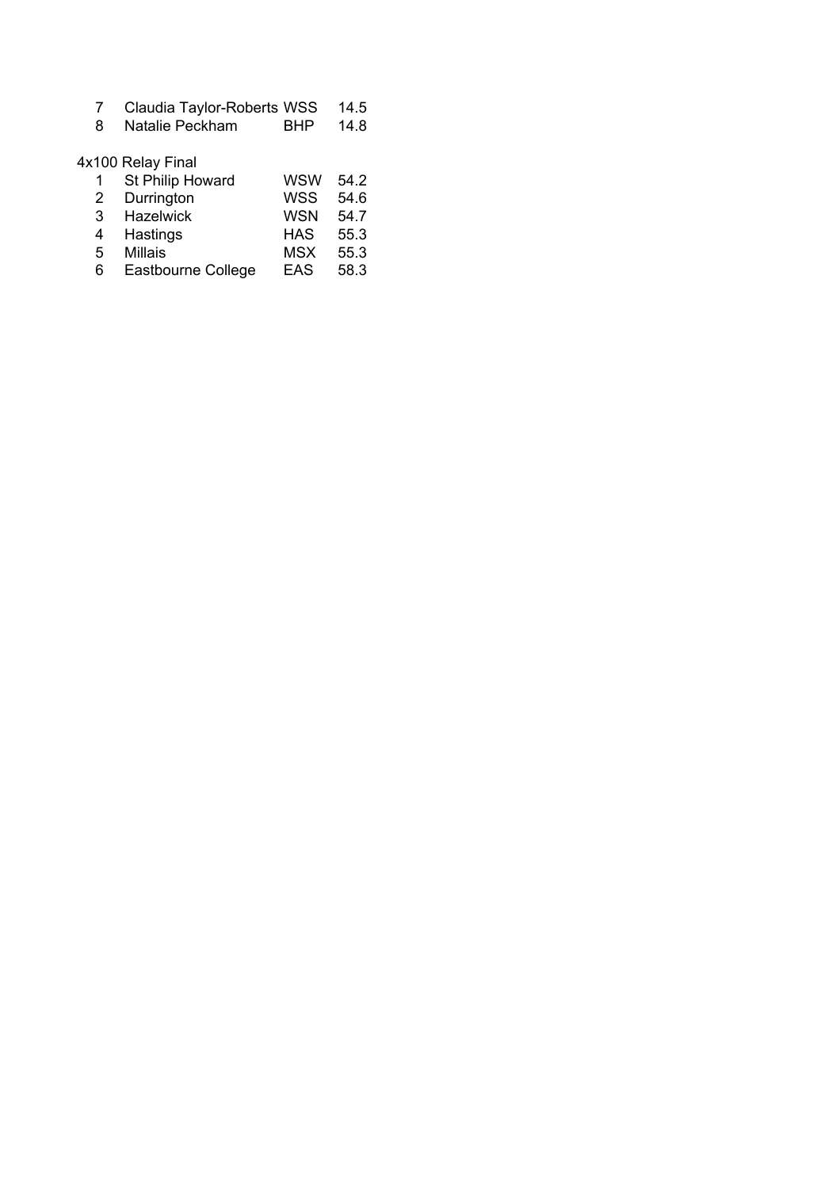| | | | |
|---|---|---|---|
| 7 | Claudia Taylor-Roberts | WSS | 14.5 |
| 8 | Natalie Peckham | BHP | 14.8 |

4x100 Relay Final

| | | | |
|---|---|---|---|
| 1 | St Philip Howard | WSW | 54.2 |
| 2 | Durrington | WSS | 54.6 |
| 3 | Hazelwick | WSN | 54.7 |
| 4 | Hastings | HAS | 55.3 |
| 5 | Millais | MSX | 55.3 |
| 6 | Eastbourne College | EAS | 58.3 |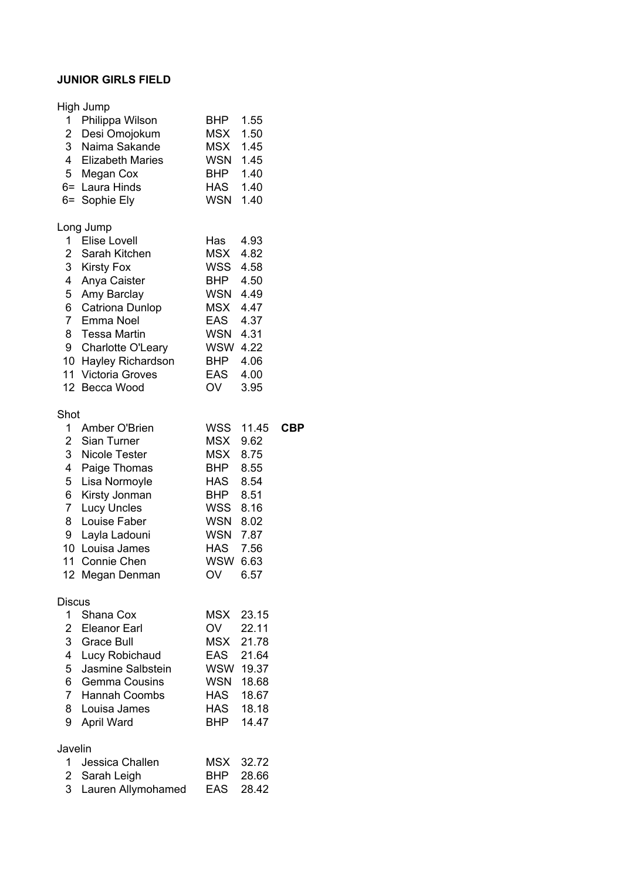**JUNIOR GIRLS FIELD**

High Jump

| | | | | |
|---|---|---|---|---|
| 1 | Philippa Wilson | BHP | 1.55 | |
| 2 | Desi Omojokum | MSX | 1.50 | |
| 3 | Naima Sakande | MSX | 1.45 | |
| 4 | Elizabeth Maries | WSN | 1.45 | |
| 5 | Megan Cox | BHP | 1.40 | |
| 6= | Laura Hinds | HAS | 1.40 | |
| 6= | Sophie Ely | WSN | 1.40 | |

Long Jump

| | | | | |
|---|---|---|---|---|
| 1 | Elise Lovell | Has | 4.93 | |
| 2 | Sarah Kitchen | MSX | 4.82 | |
| 3 | Kirsty Fox | WSS | 4.58 | |
| 4 | Anya Caister | BHP | 4.50 | |
| 5 | Amy Barclay | WSN | 4.49 | |
| 6 | Catriona Dunlop | MSX | 4.47 | |
| 7 | Emma Noel | EAS | 4.37 | |
| 8 | Tessa Martin | WSN | 4.31 | |
| 9 | Charlotte O'Leary | WSW | 4.22 | |
| 10 | Hayley Richardson | BHP | 4.06 | |
| 11 | Victoria Groves | EAS | 4.00 | |
| 12 | Becca Wood | OV | 3.95 | |

Shot

| | | | | |
|---|---|---|---|---|
| 1 | Amber O'Brien | WSS | 11.45 | **CBP** |
| 2 | Sian Turner | MSX | 9.62 | |
| 3 | Nicole Tester | MSX | 8.75 | |
| 4 | Paige Thomas | BHP | 8.55 | |
| 5 | Lisa Normoyle | HAS | 8.54 | |
| 6 | Kirsty Jonman | BHP | 8.51 | |
| 7 | Lucy Uncles | WSS | 8.16 | |
| 8 | Louise Faber | WSN | 8.02 | |
| 9 | Layla Ladouni | WSN | 7.87 | |
| 10 | Louisa James | HAS | 7.56 | |
| 11 | Connie Chen | WSW | 6.63 | |
| 12 | Megan Denman | OV | 6.57 | |

Discus

| | | | | |
|---|---|---|---|---|
| 1 | Shana Cox | MSX | 23.15 | |
| 2 | Eleanor Earl | OV | 22.11 | |
| 3 | Grace Bull | MSX | 21.78 | |
| 4 | Lucy Robichaud | EAS | 21.64 | |
| 5 | Jasmine Salbstein | WSW | 19.37 | |
| 6 | Gemma Cousins | WSN | 18.68 | |
| 7 | Hannah Coombs | HAS | 18.67 | |
| 8 | Louisa James | HAS | 18.18 | |
| 9 | April Ward | BHP | 14.47 | |

Javelin

| | | | | |
|---|---|---|---|---|
| 1 | Jessica Challen | MSX | 32.72 | |
| 2 | Sarah Leigh | BHP | 28.66 | |
| 3 | Lauren Allymohamed | EAS | 28.42 | |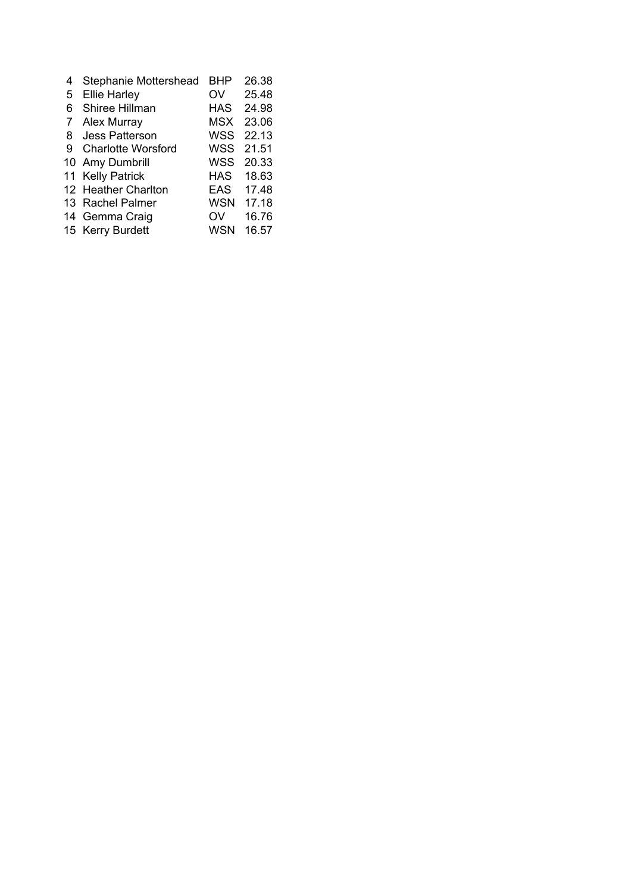| | | | |
|---|---|---|---|
| 4 | Stephanie Mottershead | BHP | 26.38 |
| 5 | Ellie Harley | OV | 25.48 |
| 6 | Shiree Hillman | HAS | 24.98 |
| 7 | Alex Murray | MSX | 23.06 |
| 8 | Jess Patterson | WSS | 22.13 |
| 9 | Charlotte Worsford | WSS | 21.51 |
| 10 | Amy Dumbrill | WSS | 20.33 |
| 11 | Kelly Patrick | HAS | 18.63 |
| 12 | Heather Charlton | EAS | 17.48 |
| 13 | Rachel Palmer | WSN | 17.18 |
| 14 | Gemma Craig | OV | 16.76 |
| 15 | Kerry Burdett | WSN | 16.57 |